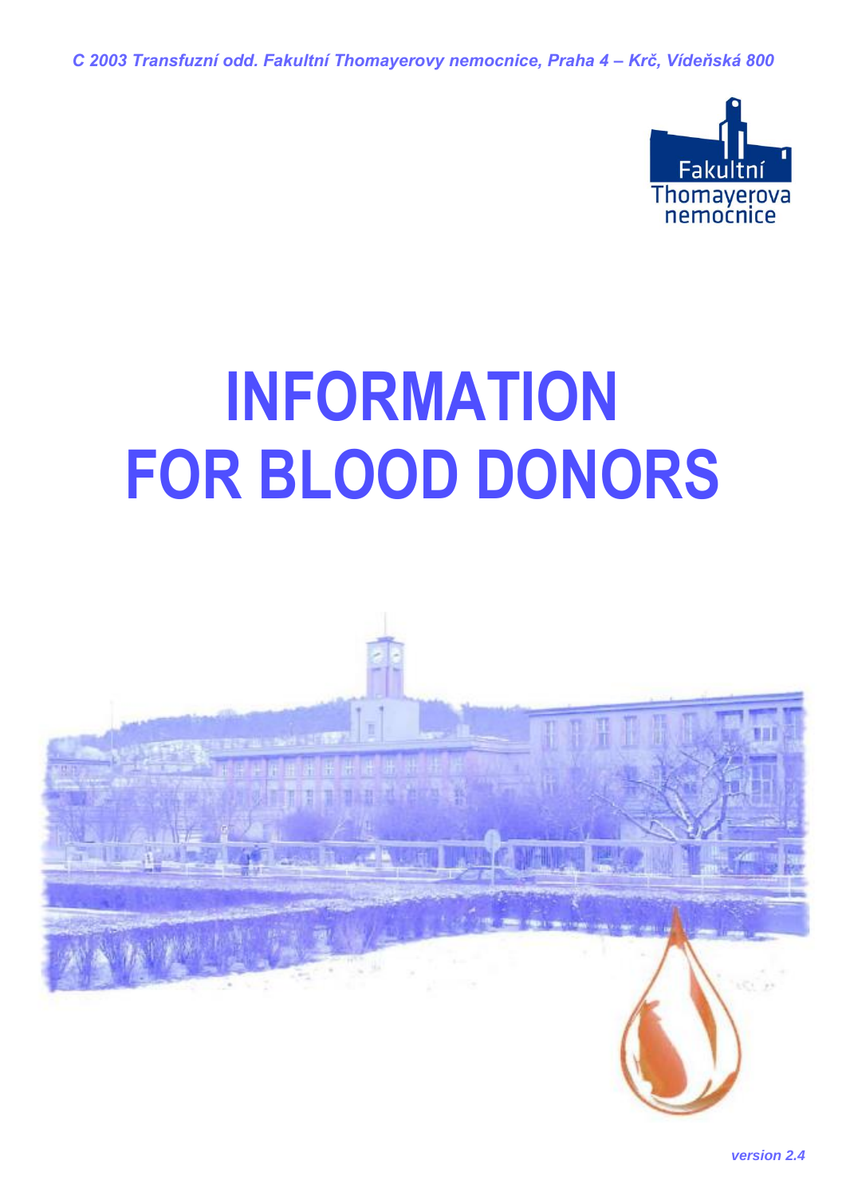*C 2003 Transfuzní odd. Fakultní Thomayerovy nemocnice, Praha 4 – Krč, Vídeňská 800*

Fakultní Thomayerova nemocnice

# INFORMATION FOR BLOOD DONORS

*version 2.4*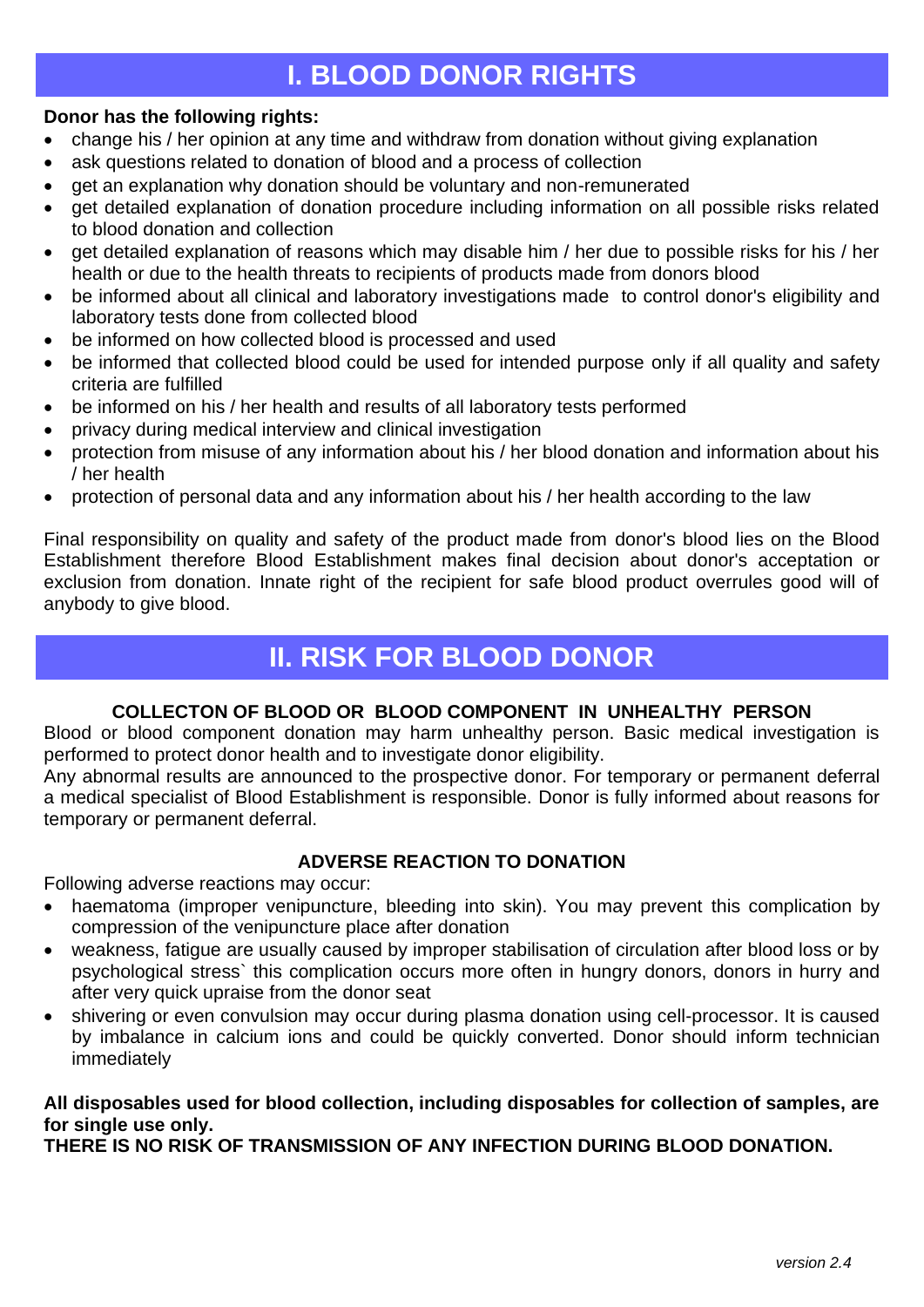# I. BLOOD DONOR RIGHTS

**Donor has the following rights:**

- change his / her opinion at any time and withdraw from donation without giving explanation
- ask questions related to donation of blood and a process of collection
- get an explanation why donation should be voluntary and non-remunerated
- get detailed explanation of donation procedure including information on all possible risks related to blood donation and collection
- get detailed explanation of reasons which may disable him / her due to possible risks for his / her health or due to the health threats to recipients of products made from donors blood
- be informed about all clinical and laboratory investigations made to control donor's eligibility and laboratory tests done from collected blood
- be informed on how collected blood is processed and used
- be informed that collected blood could be used for intended purpose only if all quality and safety criteria are fulfilled
- be informed on his / her health and results of all laboratory tests performed
- privacy during medical interview and clinical investigation
- protection from misuse of any information about his / her blood donation and information about his / her health
- protection of personal data and any information about his / her health according to the law

Final responsibility on quality and safety of the product made from donor's blood lies on the Blood Establishment therefore Blood Establishment makes final decision about donor's acceptation or exclusion from donation. Innate right of the recipient for safe blood product overrules good will of anybody to give blood.

# II. RISK FOR BLOOD DONOR

### COLLECTON OF BLOOD OR BLOOD COMPONENT IN UNHEALTHY PERSON

Blood or blood component donation may harm unhealthy person. Basic medical investigation is performed to protect donor health and to investigate donor eligibility.
Any abnormal results are announced to the prospective donor. For temporary or permanent deferral a medical specialist of Blood Establishment is responsible. Donor is fully informed about reasons for temporary or permanent deferral.

### ADVERSE REACTION TO DONATION

Following adverse reactions may occur:

- haematoma (improper venipuncture, bleeding into skin). You may prevent this complication by compression of the venipuncture place after donation
- weakness, fatigue are usually caused by improper stabilisation of circulation after blood loss or by psychological stress` this complication occurs more often in hungry donors, donors in hurry and after very quick upraise from the donor seat
- shivering or even convulsion may occur during plasma donation using cell-processor. It is caused by imbalance in calcium ions and could be quickly converted. Donor should inform technician immediately

**All disposables used for blood collection, including disposables for collection of samples, are for single use only.**
**THERE IS NO RISK OF TRANSMISSION OF ANY INFECTION DURING BLOOD DONATION.**

*version 2.4*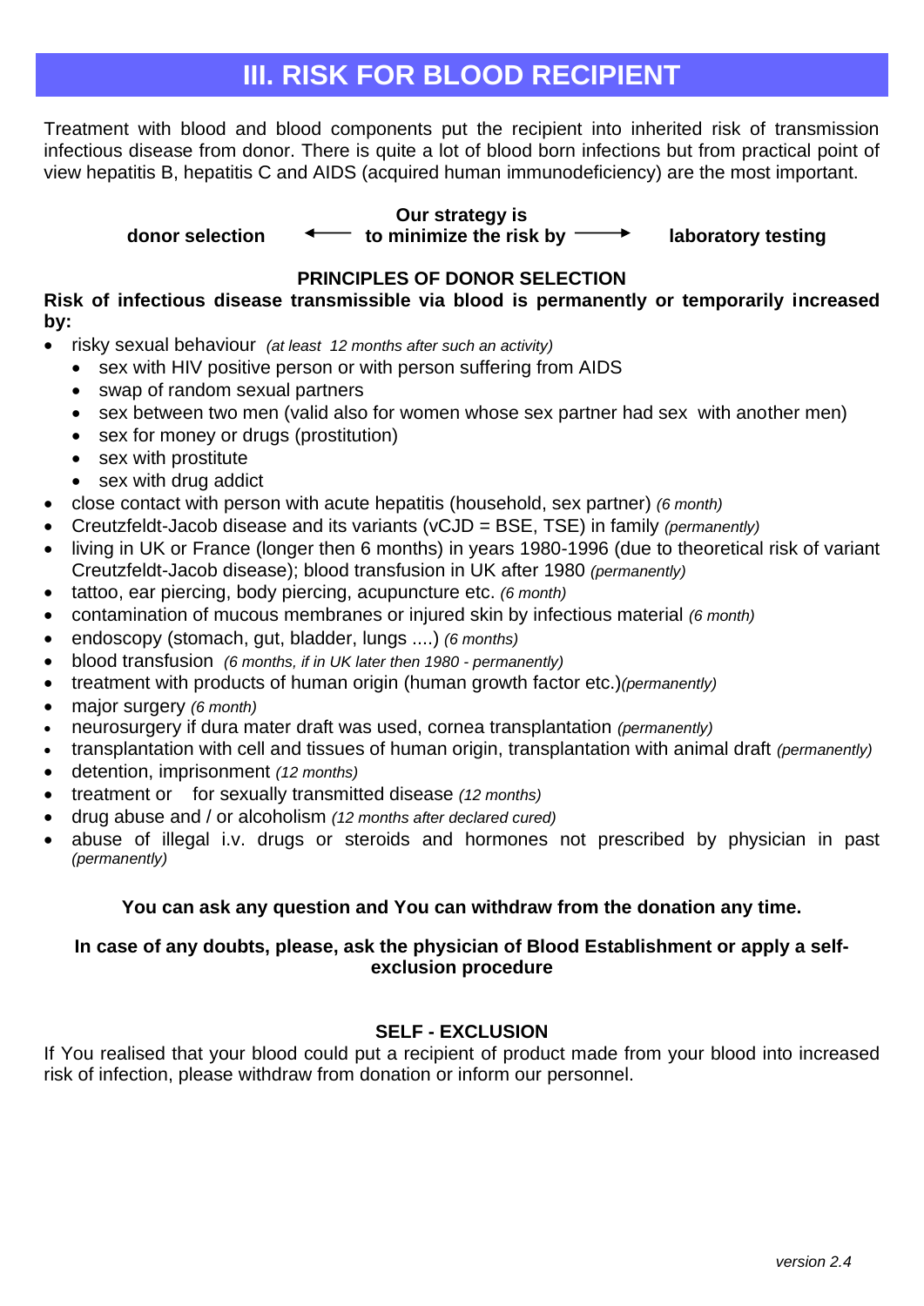# III. RISK FOR BLOOD RECIPIENT

Treatment with blood and blood components put the recipient into inherited risk of transmission infectious disease from donor. There is quite a lot of blood born infections but from practical point of view hepatitis B, hepatitis C and AIDS (acquired human immunodeficiency) are the most important.

**donor selection** ⟵ **Our strategy is to minimize the risk by** ⟶ **laboratory testing**

**PRINCIPLES OF DONOR SELECTION**

**Risk of infectious disease transmissible via blood is permanently or temporarily increased by:**

- risky sexual behaviour *(at least 12 months after such an activity)*
  - sex with HIV positive person or with person suffering from AIDS
  - swap of random sexual partners
  - sex between two men (valid also for women whose sex partner had sex with another men)
  - sex for money or drugs (prostitution)
  - sex with prostitute
  - sex with drug addict
- close contact with person with acute hepatitis (household, sex partner) *(6 month)*
- Creutzfeldt-Jacob disease and its variants (vCJD = BSE, TSE) in family *(permanently)*
- living in UK or France (longer then 6 months) in years 1980-1996 (due to theoretical risk of variant Creutzfeldt-Jacob disease); blood transfusion in UK after 1980 *(permanently)*
- tattoo, ear piercing, body piercing, acupuncture etc. *(6 month)*
- contamination of mucous membranes or injured skin by infectious material *(6 month)*
- endoscopy (stomach, gut, bladder, lungs ....) *(6 months)*
- blood transfusion *(6 months, if in UK later then 1980 - permanently)*
- treatment with products of human origin (human growth factor etc.)*(permanently)*
- major surgery *(6 month)*
- neurosurgery if dura mater draft was used, cornea transplantation *(permanently)*
- transplantation with cell and tissues of human origin, transplantation with animal draft *(permanently)*
- detention, imprisonment *(12 months)*
- treatment or for sexually transmitted disease *(12 months)*
- drug abuse and / or alcoholism *(12 months after declared cured)*
- abuse of illegal i.v. drugs or steroids and hormones not prescribed by physician in past *(permanently)*

**You can ask any question and You can withdraw from the donation any time.**

**In case of any doubts, please, ask the physician of Blood Establishment or apply a self-exclusion procedure**

**SELF - EXCLUSION**

If You realised that your blood could put a recipient of product made from your blood into increased risk of infection, please withdraw from donation or inform our personnel.

*version 2.4*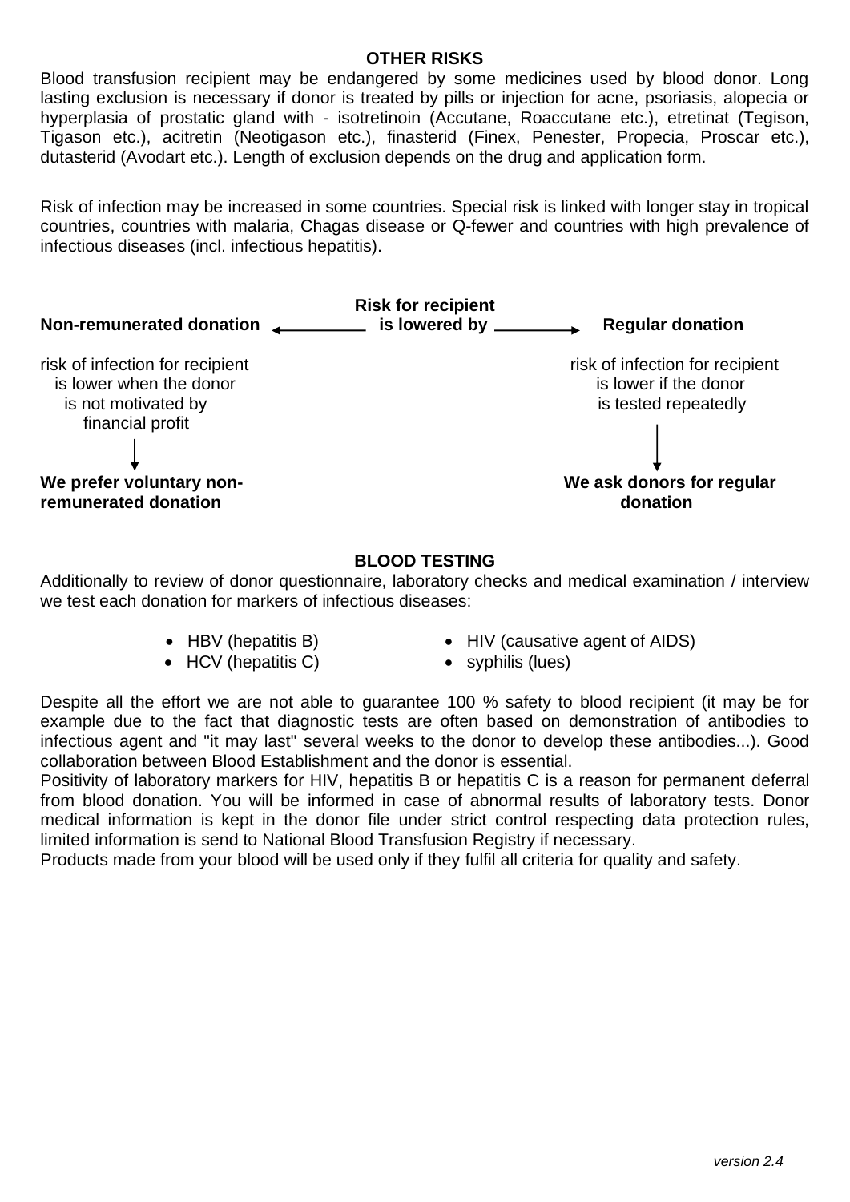## OTHER RISKS

Blood transfusion recipient may be endangered by some medicines used by blood donor. Long lasting exclusion is necessary if donor is treated by pills or injection for acne, psoriasis, alopecia or hyperplasia of prostatic gland with - isotretinoin (Accutane, Roaccutane etc.), etretinat (Tegison, Tigason etc.), acitretin (Neotigason etc.), finasterid (Finex, Penester, Propecia, Proscar etc.), dutasterid (Avodart etc.). Length of exclusion depends on the drug and application form.

Risk of infection may be increased in some countries. Special risk is linked with longer stay in tropical countries, countries with malaria, Chagas disease or Q-fewer and countries with high prevalence of infectious diseases (incl. infectious hepatitis).

**Non-remunerated donation** ← **Risk for recipient is lowered by** → **Regular donation**

risk of infection for recipient is lower when the donor is not motivated by financial profit

↓

**We prefer voluntary non-remunerated donation**

risk of infection for recipient is lower if the donor is tested repeatedly

↓

**We ask donors for regular donation**

## BLOOD TESTING

Additionally to review of donor questionnaire, laboratory checks and medical examination / interview we test each donation for markers of infectious diseases:

- HBV (hepatitis B)
- HCV (hepatitis C)
- HIV (causative agent of AIDS)
- syphilis (lues)

Despite all the effort we are not able to guarantee 100 % safety to blood recipient (it may be for example due to the fact that diagnostic tests are often based on demonstration of antibodies to infectious agent and "it may last" several weeks to the donor to develop these antibodies...). Good collaboration between Blood Establishment and the donor is essential.

Positivity of laboratory markers for HIV, hepatitis B or hepatitis C is a reason for permanent deferral from blood donation. You will be informed in case of abnormal results of laboratory tests. Donor medical information is kept in the donor file under strict control respecting data protection rules, limited information is send to National Blood Transfusion Registry if necessary.

Products made from your blood will be used only if they fulfil all criteria for quality and safety.

*version 2.4*